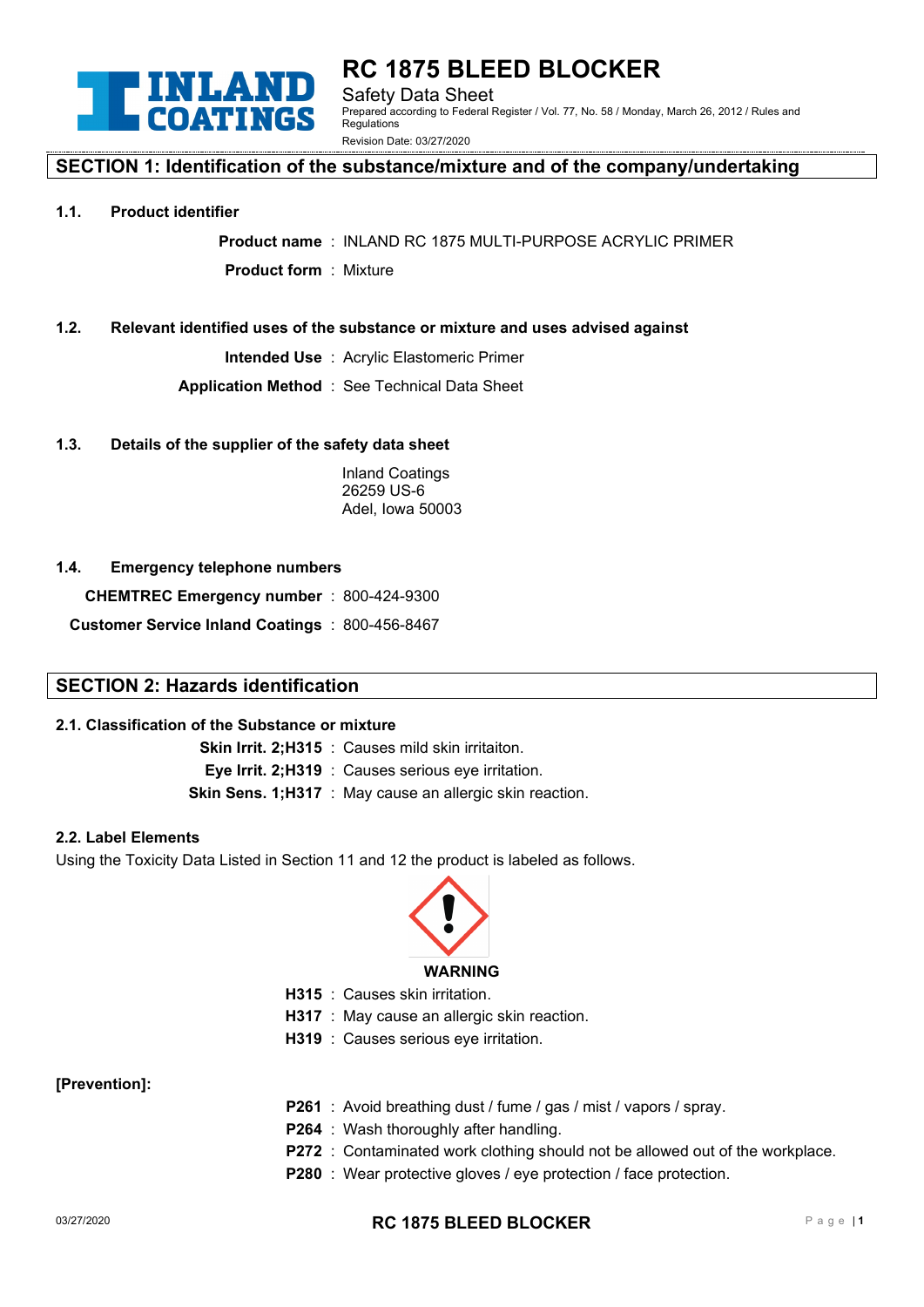# RC 1875 BLEED BLOCKER

Safety Data Sheet

Prepared according to Federal Register / Vol. 77, No. 58 / Monday, March 26, 2012 / Rules and Regulations

Revision Date: 03/27/2020

## SECTION 1: Identification of the substance/mixture and of the company/undertaking

**1.1. Product identifier**

**Product name** : INLAND RC 1875 MULTI-PURPOSE ACRYLIC PRIMER

**Product form** : Mixture

**1.2. Relevant identified uses of the substance or mixture and uses advised against**

**Intended Use** : Acrylic Elastomeric Primer

**Application Method** : See Technical Data Sheet

**1.3. Details of the supplier of the safety data sheet**

Inland Coatings
26259 US-6
Adel, Iowa 50003

**1.4. Emergency telephone numbers**

**CHEMTREC Emergency number** : 800-424-9300

**Customer Service Inland Coatings** : 800-456-8467

## SECTION 2: Hazards identification

**2.1. Classification of the Substance or mixture**

**Skin Irrit. 2;H315** : Causes mild skin irritaiton.

**Eye Irrit. 2;H319** : Causes serious eye irritation.

**Skin Sens. 1;H317** : May cause an allergic skin reaction.

**2.2. Label Elements**

Using the Toxicity Data Listed in Section 11 and 12 the product is labeled as follows.

**WARNING**

**H315** : Causes skin irritation.

**H317** : May cause an allergic skin reaction.

**H319** : Causes serious eye irritation.

**[Prevention]:**

**P261** : Avoid breathing dust / fume / gas / mist / vapors / spray.

**P264** : Wash thoroughly after handling.

**P272** : Contaminated work clothing should not be allowed out of the workplace.

**P280** : Wear protective gloves / eye protection / face protection.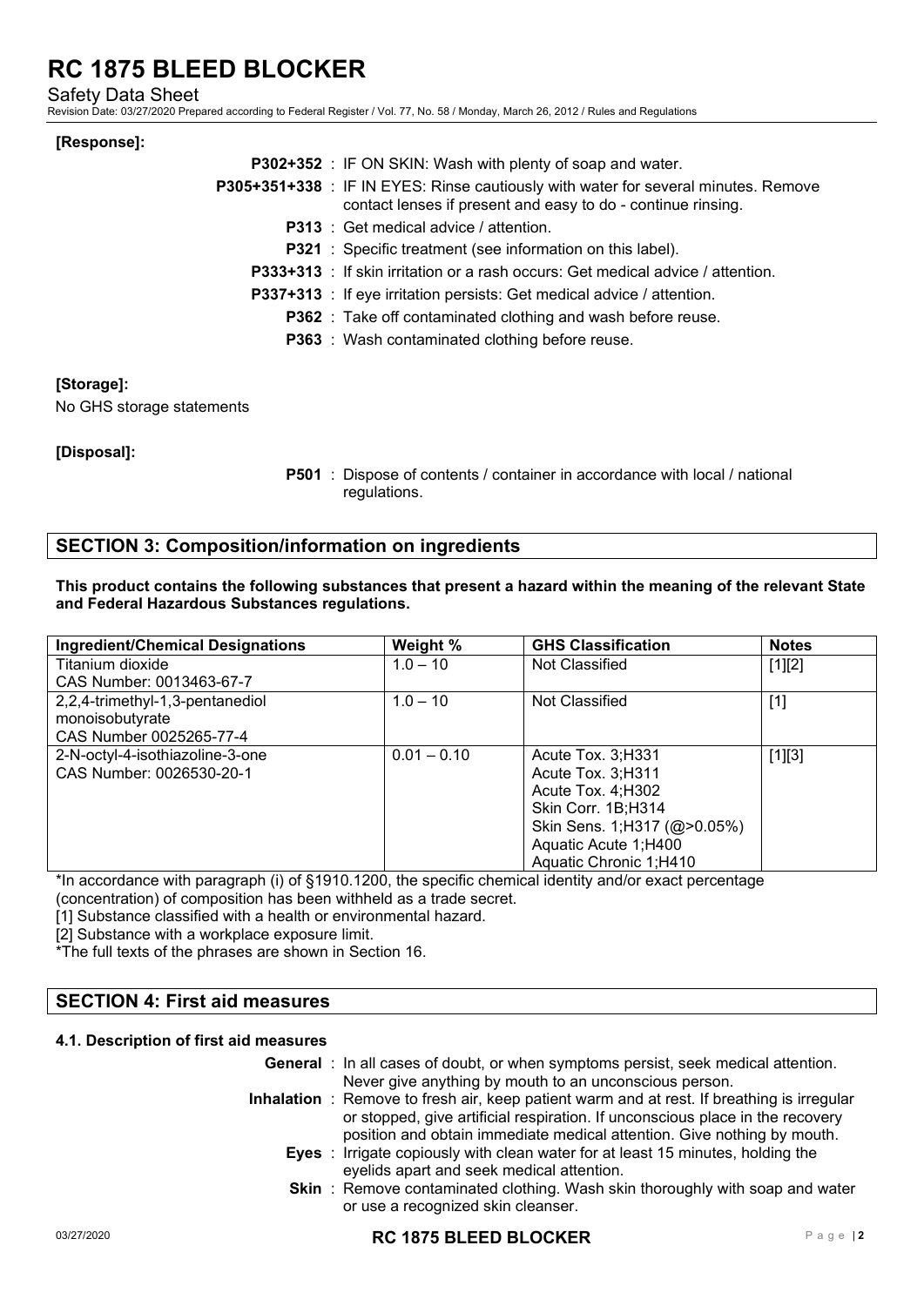**[Response]:**

- **P302+352** : IF ON SKIN: Wash with plenty of soap and water.
- **P305+351+338** : IF IN EYES: Rinse cautiously with water for several minutes. Remove contact lenses if present and easy to do - continue rinsing.
- **P313** : Get medical advice / attention.
- **P321** : Specific treatment (see information on this label).
- **P333+313** : If skin irritation or a rash occurs: Get medical advice / attention.
- **P337+313** : If eye irritation persists: Get medical advice / attention.
- **P362** : Take off contaminated clothing and wash before reuse.
- **P363** : Wash contaminated clothing before reuse.

**[Storage]:**

No GHS storage statements

**[Disposal]:**

- **P501** : Dispose of contents / container in accordance with local / national regulations.

## SECTION 3: Composition/information on ingredients

**This product contains the following substances that present a hazard within the meaning of the relevant State and Federal Hazardous Substances regulations.**

| Ingredient/Chemical Designations | Weight % | GHS Classification | Notes |
|---|---|---|---|
| Titanium dioxide<br>CAS Number: 0013463-67-7 | 1.0 – 10 | Not Classified | [1][2] |
| 2,2,4-trimethyl-1,3-pentanediol monoisobutyrate<br>CAS Number 0025265-77-4 | 1.0 – 10 | Not Classified | [1] |
| 2-N-octyl-4-isothiazoline-3-one<br>CAS Number: 0026530-20-1 | 0.01 – 0.10 | Acute Tox. 3;H331<br>Acute Tox. 3;H311<br>Acute Tox. 4;H302<br>Skin Corr. 1B;H314<br>Skin Sens. 1;H317 (@>0.05%)<br>Aquatic Acute 1;H400<br>Aquatic Chronic 1;H410 | [1][3] |

*In accordance with paragraph (i) of §1910.1200, the specific chemical identity and/or exact percentage (concentration) of composition has been withheld as a trade secret.

[1] Substance classified with a health or environmental hazard.

[2] Substance with a workplace exposure limit.

*The full texts of the phrases are shown in Section 16.

## SECTION 4: First aid measures

### 4.1. Description of first aid measures

- **General** : In all cases of doubt, or when symptoms persist, seek medical attention. Never give anything by mouth to an unconscious person.
- **Inhalation** : Remove to fresh air, keep patient warm and at rest. If breathing is irregular or stopped, give artificial respiration. If unconscious place in the recovery position and obtain immediate medical attention. Give nothing by mouth.
- **Eyes** : Irrigate copiously with clean water for at least 15 minutes, holding the eyelids apart and seek medical attention.
- **Skin** : Remove contaminated clothing. Wash skin thoroughly with soap and water or use a recognized skin cleanser.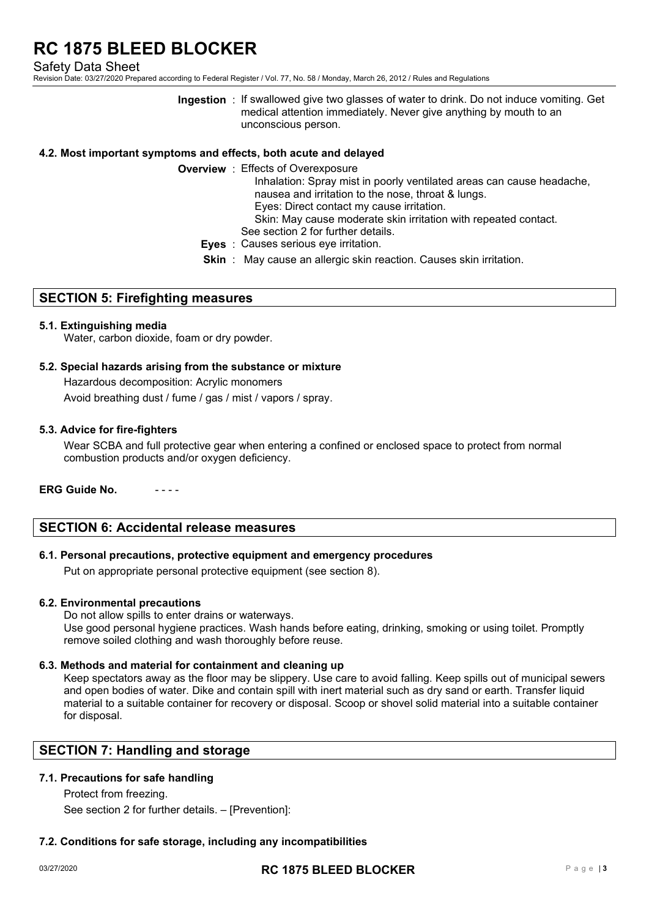**Ingestion** : If swallowed give two glasses of water to drink. Do not induce vomiting. Get medical attention immediately. Never give anything by mouth to an unconscious person.

### 4.2. Most important symptoms and effects, both acute and delayed

**Overview** : Effects of Overexposure

Inhalation: Spray mist in poorly ventilated areas can cause headache, nausea and irritation to the nose, throat & lungs.

Eyes: Direct contact my cause irritation.

Skin: May cause moderate skin irritation with repeated contact.

See section 2 for further details.

**Eyes** : Causes serious eye irritation.

**Skin** : May cause an allergic skin reaction. Causes skin irritation.

## SECTION 5: Firefighting measures

### 5.1. Extinguishing media

Water, carbon dioxide, foam or dry powder.

### 5.2. Special hazards arising from the substance or mixture

Hazardous decomposition: Acrylic monomers

Avoid breathing dust / fume / gas / mist / vapors / spray.

### 5.3. Advice for fire-fighters

Wear SCBA and full protective gear when entering a confined or enclosed space to protect from normal combustion products and/or oxygen deficiency.

**ERG Guide No.** - - - -

## SECTION 6: Accidental release measures

### 6.1. Personal precautions, protective equipment and emergency procedures

Put on appropriate personal protective equipment (see section 8).

### 6.2. Environmental precautions

Do not allow spills to enter drains or waterways.

Use good personal hygiene practices. Wash hands before eating, drinking, smoking or using toilet. Promptly remove soiled clothing and wash thoroughly before reuse.

### 6.3. Methods and material for containment and cleaning up

Keep spectators away as the floor may be slippery. Use care to avoid falling. Keep spills out of municipal sewers and open bodies of water. Dike and contain spill with inert material such as dry sand or earth. Transfer liquid material to a suitable container for recovery or disposal. Scoop or shovel solid material into a suitable container for disposal.

## SECTION 7: Handling and storage

### 7.1. Precautions for safe handling

Protect from freezing.

See section 2 for further details. – [Prevention]:

### 7.2. Conditions for safe storage, including any incompatibilities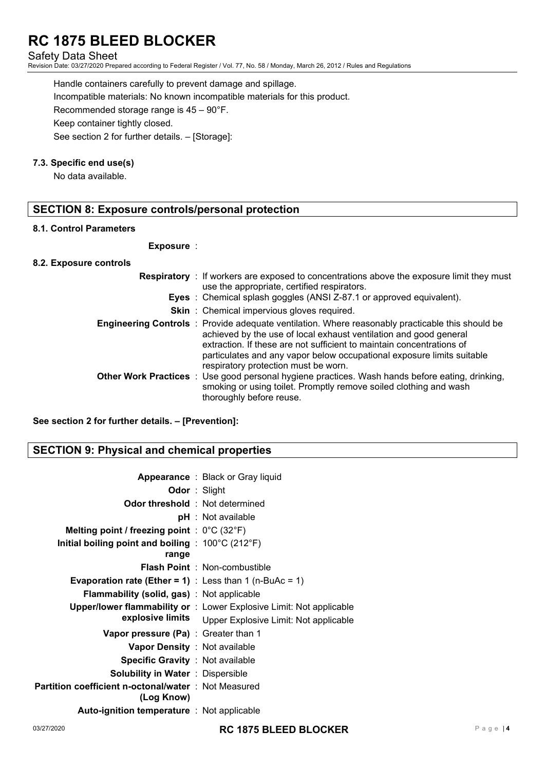Handle containers carefully to prevent damage and spillage.

Incompatible materials: No known incompatible materials for this product.

Recommended storage range is 45 – 90°F.

Keep container tightly closed.

See section 2 for further details. – [Storage]:

### 7.3. Specific end use(s)

No data available.

## SECTION 8: Exposure controls/personal protection

### 8.1. Control Parameters

**Exposure** :

### 8.2. Exposure controls

| | |
|---|---|
| **Respiratory** | If workers are exposed to concentrations above the exposure limit they must use the appropriate, certified respirators. |
| **Eyes** | Chemical splash goggles (ANSI Z-87.1 or approved equivalent). |
| **Skin** | Chemical impervious gloves required. |
| **Engineering Controls** | Provide adequate ventilation. Where reasonably practicable this should be achieved by the use of local exhaust ventilation and good general extraction. If these are not sufficient to maintain concentrations of particulates and any vapor below occupational exposure limits suitable respiratory protection must be worn. |
| **Other Work Practices** | Use good personal hygiene practices. Wash hands before eating, drinking, smoking or using toilet. Promptly remove soiled clothing and wash thoroughly before reuse. |

**See section 2 for further details. – [Prevention]:**

## SECTION 9: Physical and chemical properties

| | |
|---|---|
| **Appearance** | Black or Gray liquid |
| **Odor** | Slight |
| **Odor threshold** | Not determined |
| **pH** | Not available |
| **Melting point / freezing point** | 0°C (32°F) |
| **Initial boiling point and boiling range** | 100°C (212°F) |
| **Flash Point** | Non-combustible |
| **Evaporation rate (Ether = 1)** | Less than 1 (n-BuAc = 1) |
| **Flammability (solid, gas)** | Not applicable |
| **Upper/lower flammability or explosive limits** | Lower Explosive Limit: Not applicable<br>Upper Explosive Limit: Not applicable |
| **Vapor pressure (Pa)** | Greater than 1 |
| **Vapor Density** | Not available |
| **Specific Gravity** | Not available |
| **Solubility in Water** | Dispersible |
| **Partition coefficient n-octonal/water (Log Know)** | Not Measured |
| **Auto-ignition temperature** | Not applicable |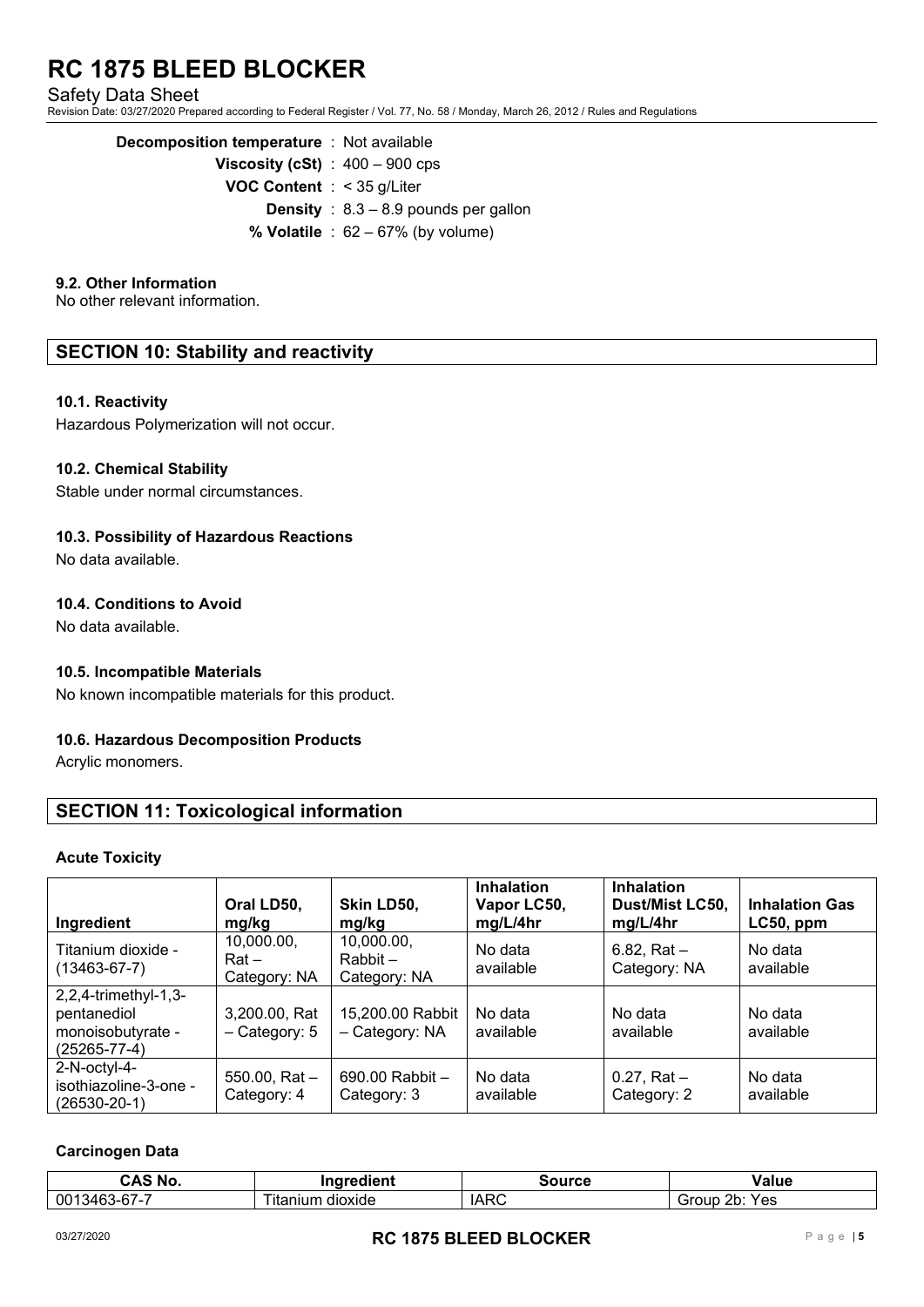**Decomposition temperature** : Not available
**Viscosity (cSt)** : 400 – 900 cps
**VOC Content** : < 35 g/Liter
**Density** : 8.3 – 8.9 pounds per gallon
**% Volatile** : 62 – 67% (by volume)

### 9.2. Other Information

No other relevant information.

## SECTION 10: Stability and reactivity

### 10.1. Reactivity

Hazardous Polymerization will not occur.

### 10.2. Chemical Stability

Stable under normal circumstances.

### 10.3. Possibility of Hazardous Reactions

No data available.

### 10.4. Conditions to Avoid

No data available.

### 10.5. Incompatible Materials

No known incompatible materials for this product.

### 10.6. Hazardous Decomposition Products

Acrylic monomers.

## SECTION 11: Toxicological information

### Acute Toxicity

| Ingredient | Oral LD50, mg/kg | Skin LD50, mg/kg | Inhalation Vapor LC50, mg/L/4hr | Inhalation Dust/Mist LC50, mg/L/4hr | Inhalation Gas LC50, ppm |
|---|---|---|---|---|---|
| Titanium dioxide - (13463-67-7) | 10,000.00, Rat – Category: NA | 10,000.00, Rabbit – Category: NA | No data available | 6.82, Rat – Category: NA | No data available |
| 2,2,4-trimethyl-1,3-pentanediol monoisobutyrate - (25265-77-4) | 3,200.00, Rat – Category: 5 | 15,200.00 Rabbit – Category: NA | No data available | No data available | No data available |
| 2-N-octyl-4-isothiazoline-3-one - (26530-20-1) | 550.00, Rat – Category: 4 | 690.00 Rabbit – Category: 3 | No data available | 0.27, Rat – Category: 2 | No data available |

### Carcinogen Data

| CAS No. | Ingredient | Source | Value |
|---|---|---|---|
| 0013463-67-7 | Titanium dioxide | IARC | Group 2b: Yes |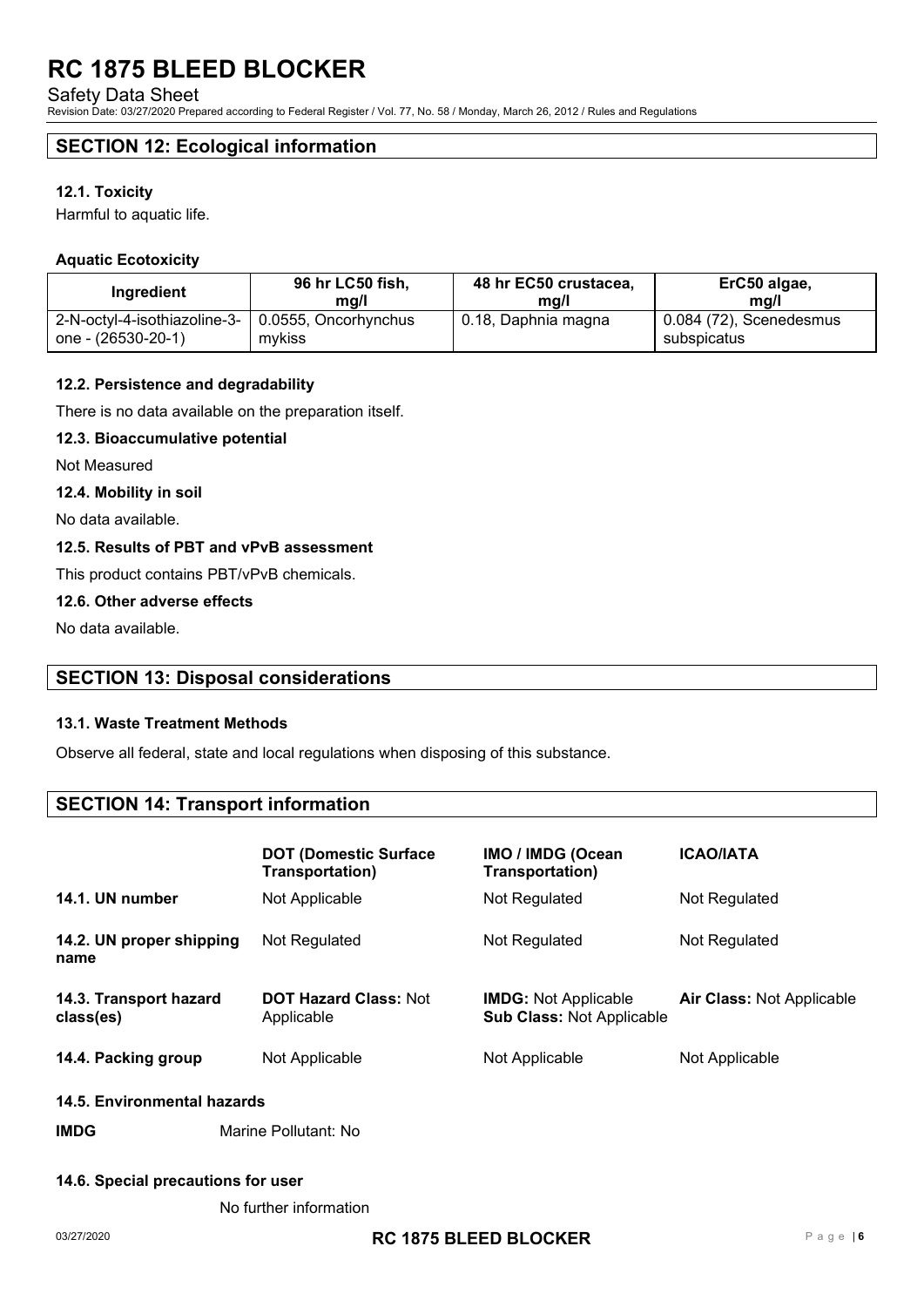## SECTION 12: Ecological information

### 12.1. Toxicity

Harmful to aquatic life.

#### Aquatic Ecotoxicity

| Ingredient | 96 hr LC50 fish, mg/l | 48 hr EC50 crustacea, mg/l | ErC50 algae, mg/l |
|---|---|---|---|
| 2-N-octyl-4-isothiazoline-3-one - (26530-20-1) | 0.0555, Oncorhynchus mykiss | 0.18, Daphnia magna | 0.084 (72), Scenedesmus subspicatus |

### 12.2. Persistence and degradability

There is no data available on the preparation itself.

### 12.3. Bioaccumulative potential

Not Measured

### 12.4. Mobility in soil

No data available.

### 12.5. Results of PBT and vPvB assessment

This product contains PBT/vPvB chemicals.

### 12.6. Other adverse effects

No data available.

## SECTION 13: Disposal considerations

### 13.1. Waste Treatment Methods

Observe all federal, state and local regulations when disposing of this substance.

## SECTION 14: Transport information

| | DOT (Domestic Surface Transportation) | IMO / IMDG (Ocean Transportation) | ICAO/IATA |
|---|---|---|---|
| **14.1. UN number** | Not Applicable | Not Regulated | Not Regulated |
| **14.2. UN proper shipping name** | Not Regulated | Not Regulated | Not Regulated |
| **14.3. Transport hazard class(es)** | **DOT Hazard Class:** Not Applicable | **IMDG:** Not Applicable **Sub Class:** Not Applicable | **Air Class:** Not Applicable |
| **14.4. Packing group** | Not Applicable | Not Applicable | Not Applicable |

### 14.5. Environmental hazards

**IMDG** Marine Pollutant: No

### 14.6. Special precautions for user

No further information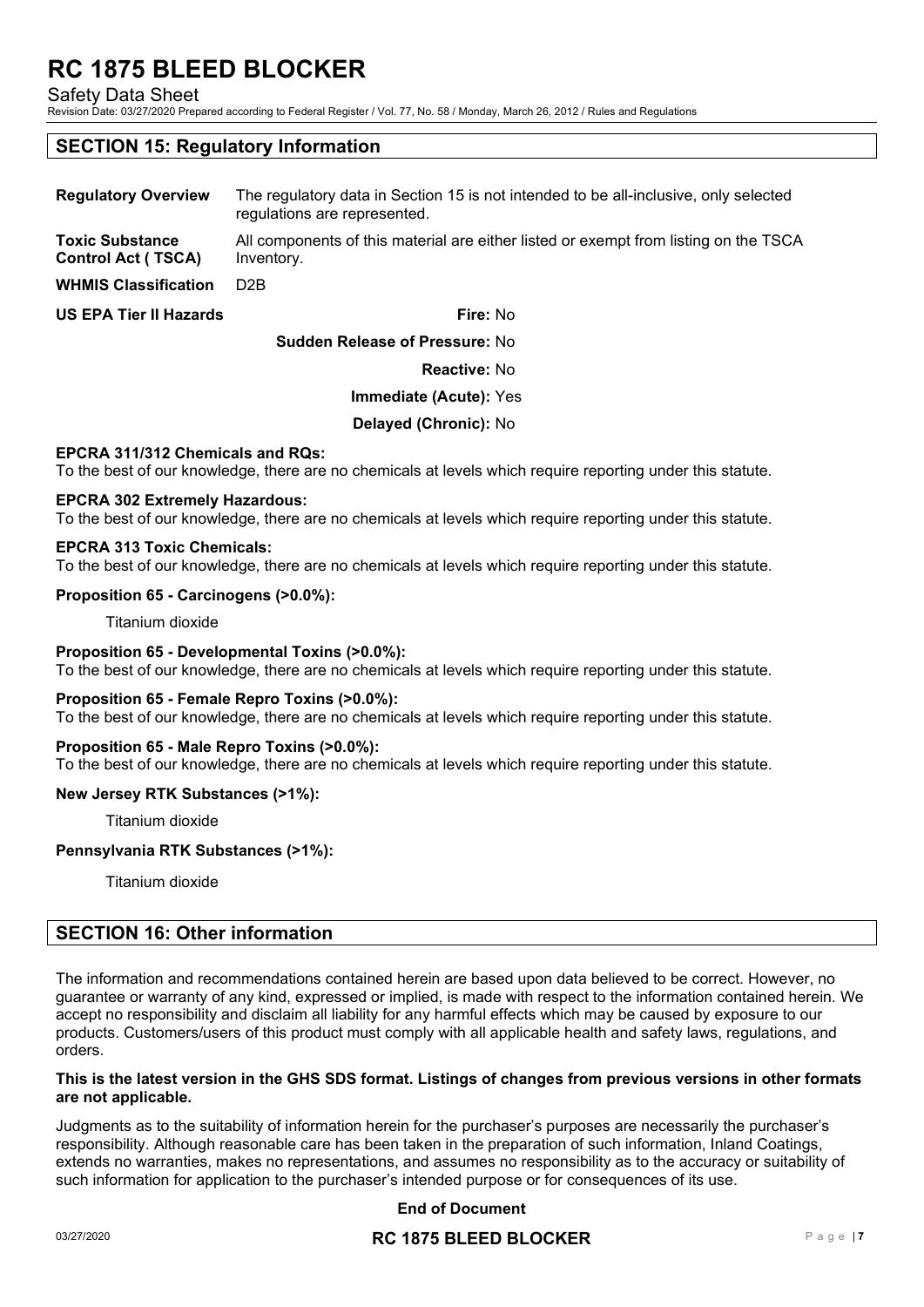## SECTION 15: Regulatory Information

| | |
|---|---|
| **Regulatory Overview** | The regulatory data in Section 15 is not intended to be all-inclusive, only selected regulations are represented. |
| **Toxic Substance Control Act ( TSCA)** | All components of this material are either listed or exempt from listing on the TSCA Inventory. |
| **WHMIS Classification** | D2B |

**US EPA Tier II Hazards**

**Fire:** No

**Sudden Release of Pressure:** No

**Reactive:** No

**Immediate (Acute):** Yes

**Delayed (Chronic):** No

**EPCRA 311/312 Chemicals and RQs:**
To the best of our knowledge, there are no chemicals at levels which require reporting under this statute.

**EPCRA 302 Extremely Hazardous:**
To the best of our knowledge, there are no chemicals at levels which require reporting under this statute.

**EPCRA 313 Toxic Chemicals:**
To the best of our knowledge, there are no chemicals at levels which require reporting under this statute.

**Proposition 65 - Carcinogens (>0.0%):**

Titanium dioxide

**Proposition 65 - Developmental Toxins (>0.0%):**
To the best of our knowledge, there are no chemicals at levels which require reporting under this statute.

**Proposition 65 - Female Repro Toxins (>0.0%):**
To the best of our knowledge, there are no chemicals at levels which require reporting under this statute.

**Proposition 65 - Male Repro Toxins (>0.0%):**
To the best of our knowledge, there are no chemicals at levels which require reporting under this statute.

**New Jersey RTK Substances (>1%):**

Titanium dioxide

**Pennsylvania RTK Substances (>1%):**

Titanium dioxide

## SECTION 16: Other information

The information and recommendations contained herein are based upon data believed to be correct. However, no guarantee or warranty of any kind, expressed or implied, is made with respect to the information contained herein. We accept no responsibility and disclaim all liability for any harmful effects which may be caused by exposure to our products. Customers/users of this product must comply with all applicable health and safety laws, regulations, and orders.

**This is the latest version in the GHS SDS format. Listings of changes from previous versions in other formats are not applicable.**

Judgments as to the suitability of information herein for the purchaser's purposes are necessarily the purchaser's responsibility. Although reasonable care has been taken in the preparation of such information, Inland Coatings, extends no warranties, makes no representations, and assumes no responsibility as to the accuracy or suitability of such information for application to the purchaser's intended purpose or for consequences of its use.

**End of Document**